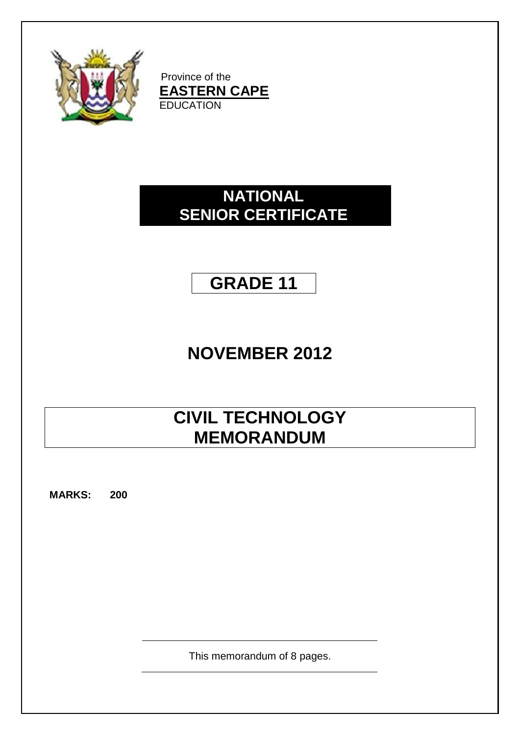Province of the
**EASTERN CAPE**
EDUCATION

# NATIONAL SENIOR CERTIFICATE

## GRADE 11

## NOVEMBER 2012

# CIVIL TECHNOLOGY MEMORANDUM

**MARKS: 200**

This memorandum of 8 pages.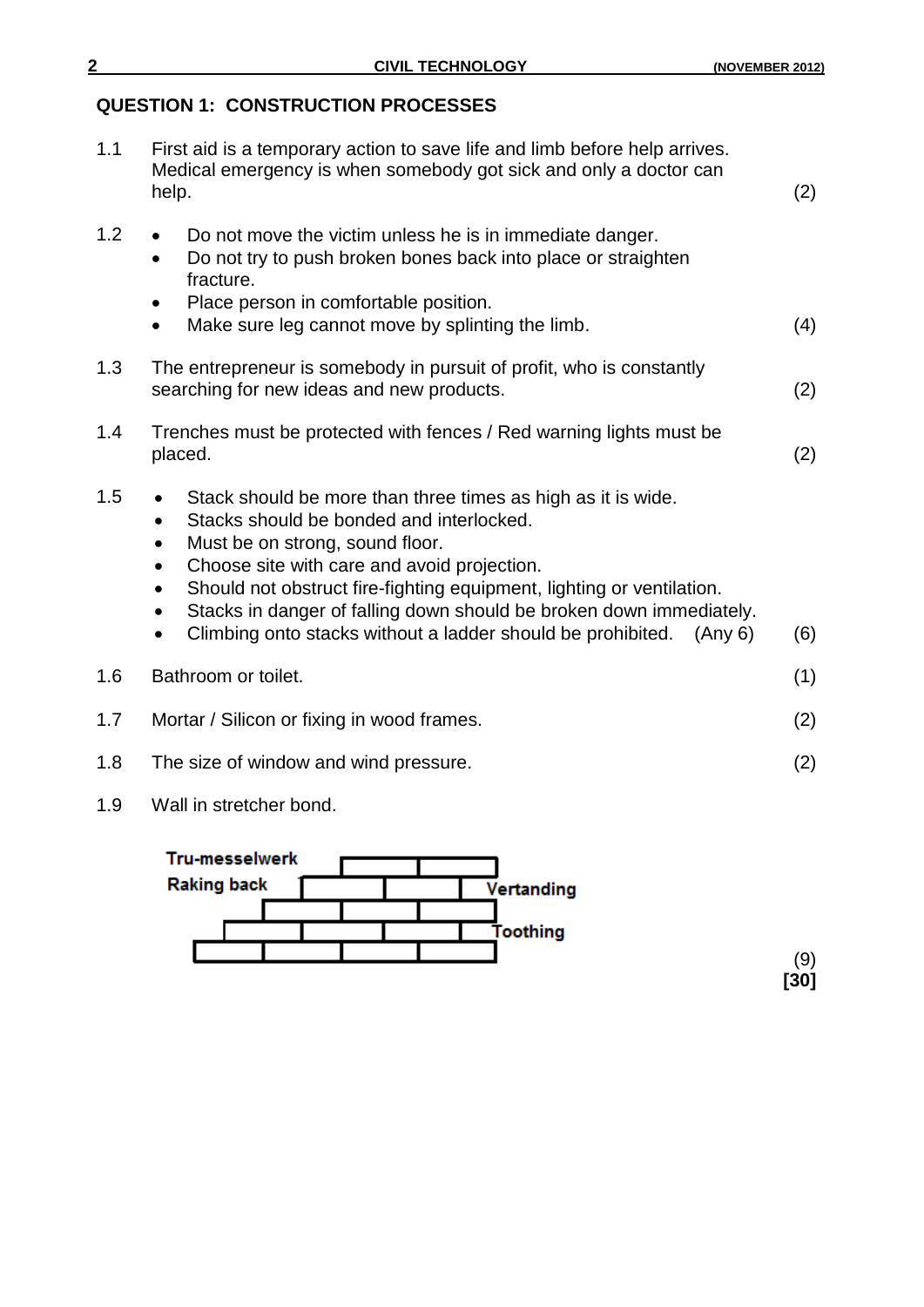## QUESTION 1: CONSTRUCTION PROCESSES

1.1 First aid is a temporary action to save life and limb before help arrives. Medical emergency is when somebody got sick and only a doctor can help. (2)

1.2
- Do not move the victim unless he is in immediate danger.
- Do not try to push broken bones back into place or straighten fracture.
- Place person in comfortable position.
- Make sure leg cannot move by splinting the limb. (4)

1.3 The entrepreneur is somebody in pursuit of profit, who is constantly searching for new ideas and new products. (2)

1.4 Trenches must be protected with fences / Red warning lights must be placed. (2)

1.5
- Stack should be more than three times as high as it is wide.
- Stacks should be bonded and interlocked.
- Must be on strong, sound floor.
- Choose site with care and avoid projection.
- Should not obstruct fire-fighting equipment, lighting or ventilation.
- Stacks in danger of falling down should be broken down immediately.
- Climbing onto stacks without a ladder should be prohibited. (Any 6) (6)

1.6 Bathroom or toilet. (1)

1.7 Mortar / Silicon or fixing in wood frames. (2)

1.8 The size of window and wind pressure. (2)

1.9 Wall in stretcher bond.

Tru-messelwerk
Raking back
Vertanding
Toothing

(9)

**[30]**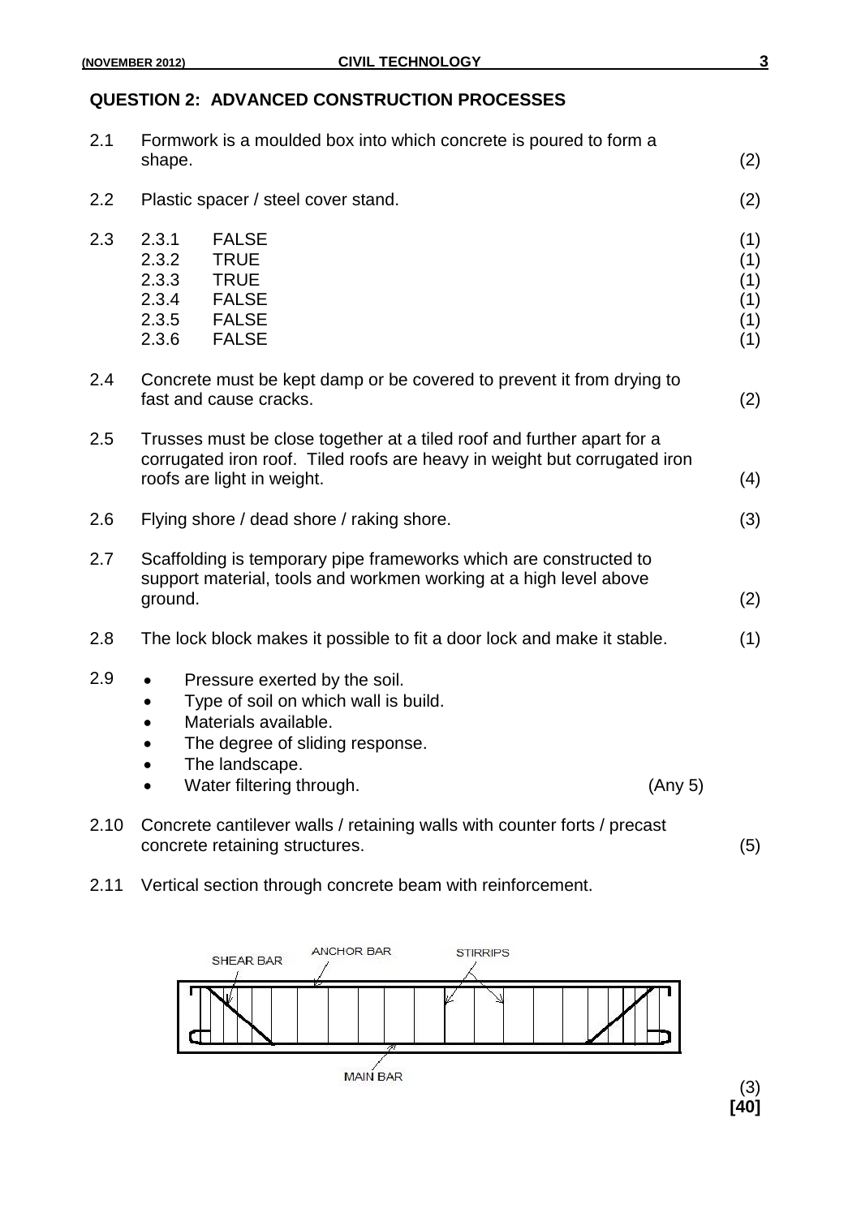## QUESTION 2: ADVANCED CONSTRUCTION PROCESSES

2.1 Formwork is a moulded box into which concrete is poured to form a shape. (2)

2.2 Plastic spacer / steel cover stand. (2)

2.3

| | | |
|---|---|---|
| 2.3.1 | FALSE | (1) |
| 2.3.2 | TRUE | (1) |
| 2.3.3 | TRUE | (1) |
| 2.3.4 | FALSE | (1) |
| 2.3.5 | FALSE | (1) |
| 2.3.6 | FALSE | (1) |

2.4 Concrete must be kept damp or be covered to prevent it from drying to fast and cause cracks. (2)

2.5 Trusses must be close together at a tiled roof and further apart for a corrugated iron roof. Tiled roofs are heavy in weight but corrugated iron roofs are light in weight. (4)

2.6 Flying shore / dead shore / raking shore. (3)

2.7 Scaffolding is temporary pipe frameworks which are constructed to support material, tools and workmen working at a high level above ground. (2)

2.8 The lock block makes it possible to fit a door lock and make it stable. (1)

2.9
- Pressure exerted by the soil.
- Type of soil on which wall is build.
- Materials available.
- The degree of sliding response.
- The landscape.
- Water filtering through. (Any 5)

2.10 Concrete cantilever walls / retaining walls with counter forts / precast concrete retaining structures. (5)

2.11 Vertical section through concrete beam with reinforcement.

SHEAR BAR, ANCHOR BAR, STIRRIPS, MAIN BAR

(3)

**[40]**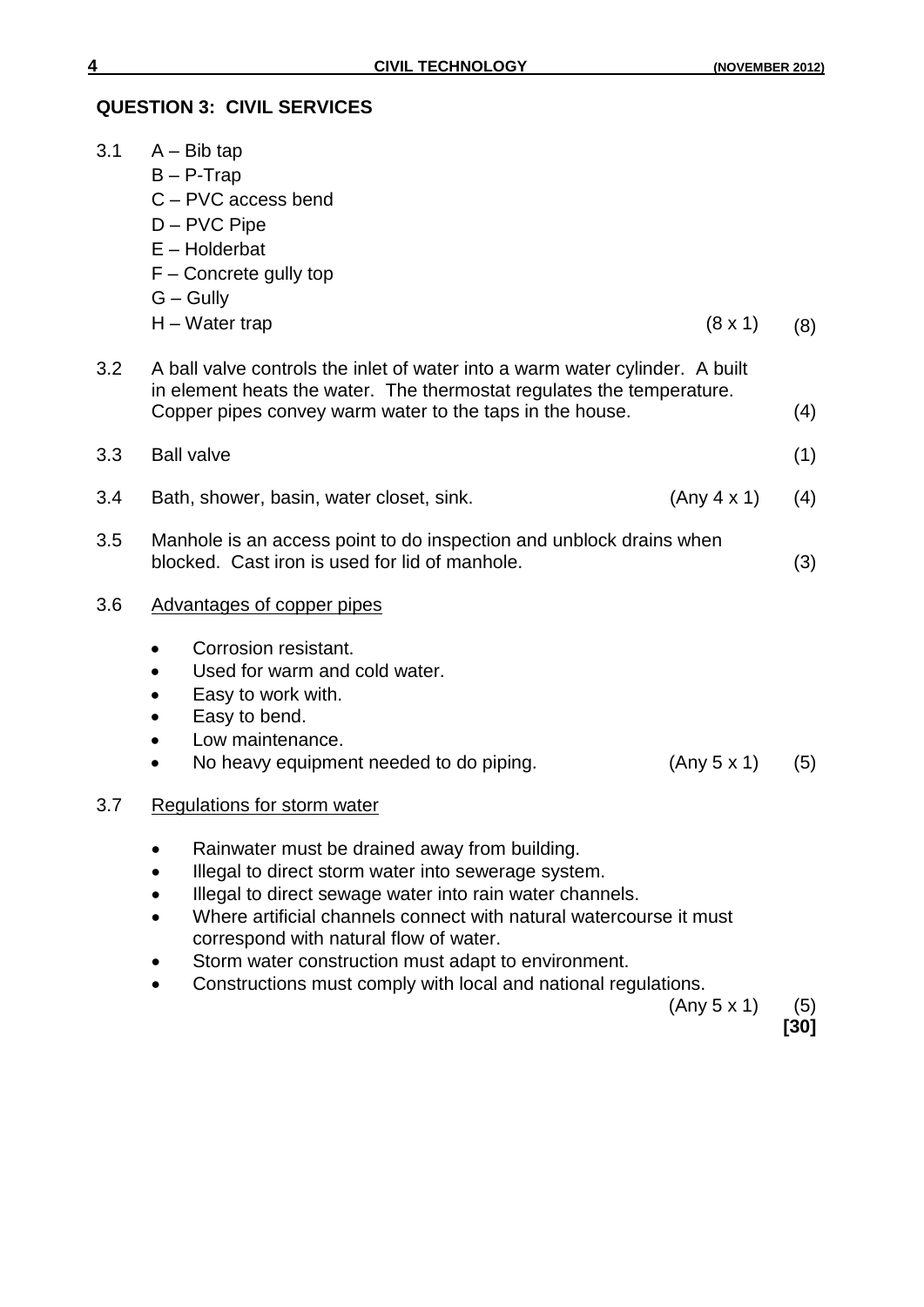## QUESTION 3: CIVIL SERVICES

3.1 A – Bib tap
B – P-Trap
C – PVC access bend
D – PVC Pipe
E – Holderbat
F – Concrete gully top
G – Gully
H – Water trap (8 x 1) (8)

3.2 A ball valve controls the inlet of water into a warm water cylinder. A built in element heats the water. The thermostat regulates the temperature. Copper pipes convey warm water to the taps in the house. (4)

3.3 Ball valve (1)

3.4 Bath, shower, basin, water closet, sink. (Any 4 x 1) (4)

3.5 Manhole is an access point to do inspection and unblock drains when blocked. Cast iron is used for lid of manhole. (3)

3.6 Advantages of copper pipes

- Corrosion resistant.
- Used for warm and cold water.
- Easy to work with.
- Easy to bend.
- Low maintenance.
- No heavy equipment needed to do piping. (Any 5 x 1) (5)

3.7 Regulations for storm water

- Rainwater must be drained away from building.
- Illegal to direct storm water into sewerage system.
- Illegal to direct sewage water into rain water channels.
- Where artificial channels connect with natural watercourse it must correspond with natural flow of water.
- Storm water construction must adapt to environment.
- Constructions must comply with local and national regulations.

(Any 5 x 1) (5)
**[30]**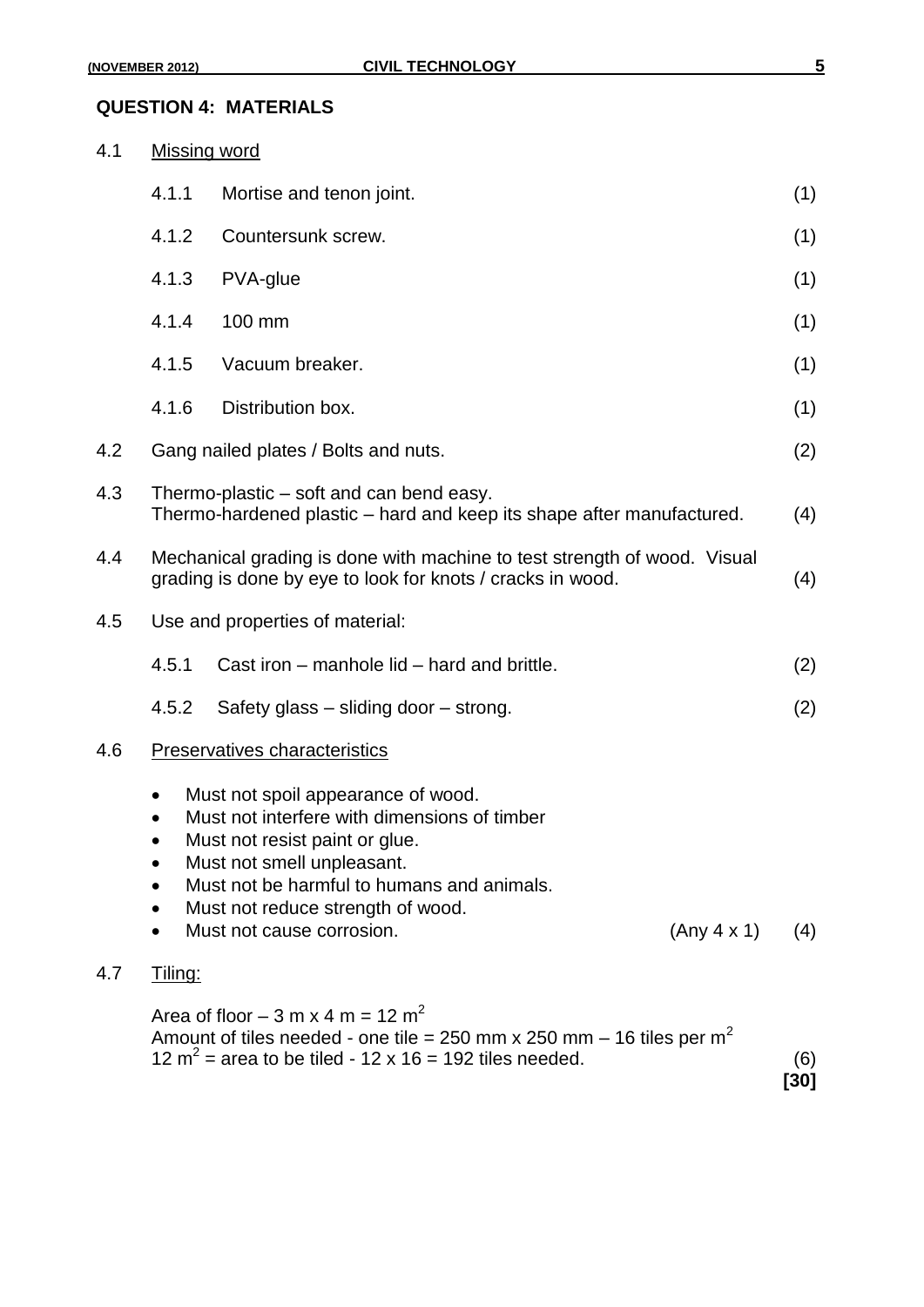## QUESTION 4: MATERIALS

4.1 Missing word

| | | |
|---|---|---|
| 4.1.1 | Mortise and tenon joint. | (1) |
| 4.1.2 | Countersunk screw. | (1) |
| 4.1.3 | PVA-glue | (1) |
| 4.1.4 | 100 mm | (1) |
| 4.1.5 | Vacuum breaker. | (1) |
| 4.1.6 | Distribution box. | (1) |

4.2 Gang nailed plates / Bolts and nuts. (2)

4.3 Thermo-plastic – soft and can bend easy.
Thermo-hardened plastic – hard and keep its shape after manufactured. (4)

4.4 Mechanical grading is done with machine to test strength of wood. Visual grading is done by eye to look for knots / cracks in wood. (4)

4.5 Use and properties of material:

4.5.1 Cast iron – manhole lid – hard and brittle. (2)

4.5.2 Safety glass – sliding door – strong. (2)

4.6 Preservatives characteristics

- Must not spoil appearance of wood.
- Must not interfere with dimensions of timber
- Must not resist paint or glue.
- Must not smell unpleasant.
- Must not be harmful to humans and animals.
- Must not reduce strength of wood.
- Must not cause corrosion. (Any 4 x 1) (4)

4.7 Tiling:

Area of floor – 3 m x 4 m = 12 $m^2$
Amount of tiles needed - one tile = 250 mm x 250 mm – 16 tiles per $m^2$
12 $m^2$ = area to be tiled - 12 x 16 = 192 tiles needed. (6)

**[30]**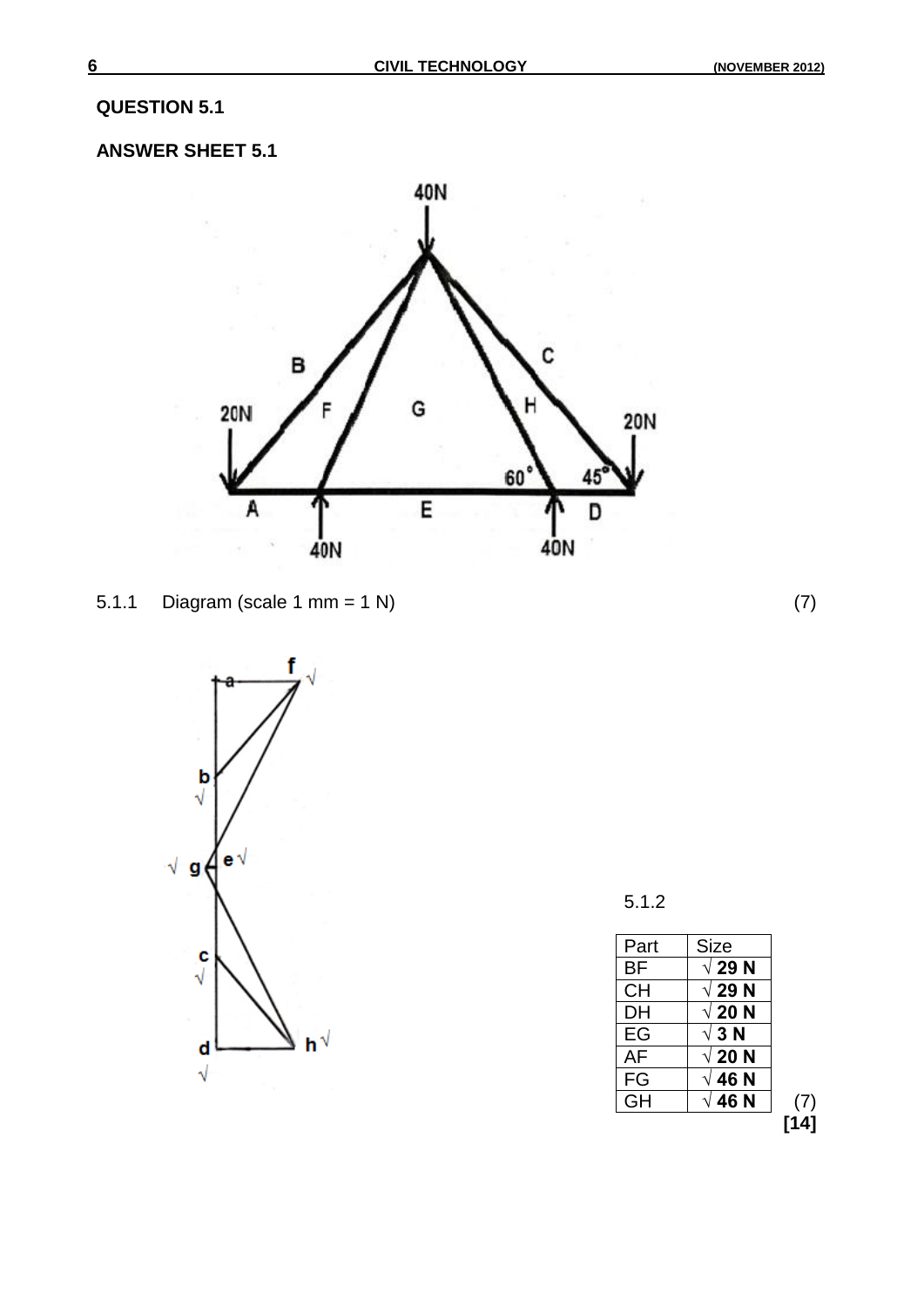## QUESTION 5.1

### ANSWER SHEET 5.1

5.1.1 Diagram (scale 1 mm = 1 N) (7)

5.1.2

| Part | Size |
|---|---|
| BF | √ 29 N |
| CH | √ 29 N |
| DH | √ 20 N |
| EG | √ 3 N |
| AF | √ 20 N |
| FG | √ 46 N |
| GH | √ 46 N |

(7)

**[14]**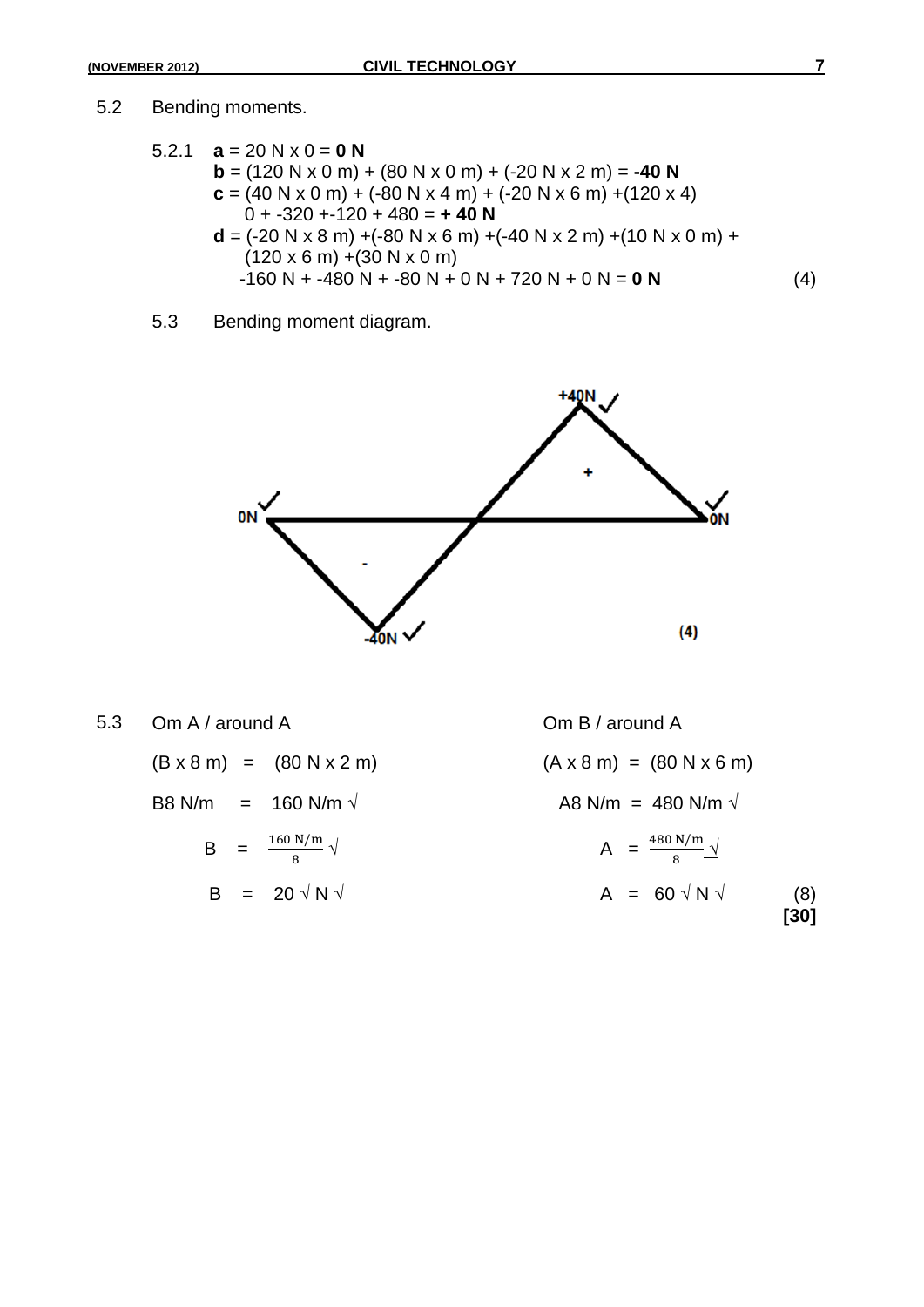5.2 Bending moments.

5.2.1 **a** = 20 N x 0 = **0 N**

**b** = (120 N x 0 m) + (80 N x 0 m) + (-20 N x 2 m) = **-40 N**

**c** = (40 N x 0 m) + (-80 N x 4 m) + (-20 N x 6 m) +(120 x 4)

0 + -320 +-120 + 480 = **+ 40 N**

**d** = (-20 N x 8 m) +(-80 N x 6 m) +(-40 N x 2 m) +(10 N x 0 m) + (120 x 6 m) +(30 N x 0 m)

-160 N + -480 N + -80 N + 0 N + 720 N + 0 N = **0 N** (4)

5.3 Bending moment diagram.

0N ✓ +40N ✓ + 0N ✓ - -40N ✓ (4)

5.3 Om A / around A

(B x 8 m) = (80 N x 2 m)

B8 N/m = 160 N/m √

$B = \frac{160 \text{ N/m}}{8}$ √

B = 20 √ N √

Om B / around A

(A x 8 m) = (80 N x 6 m)

A8 N/m = 480 N/m √

$A = \frac{480 \text{ N/m}}{8}$ √

A = 60 √ N √ (8)

**[30]**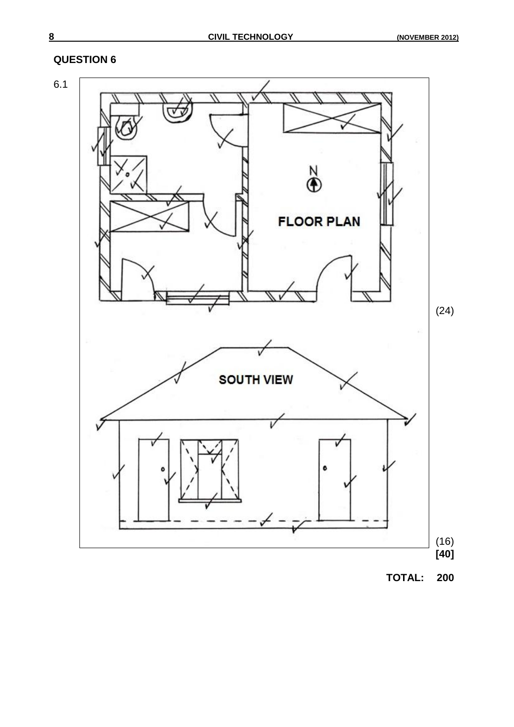## QUESTION 6

6.1

FLOOR PLAN

N

(24)

SOUTH VIEW

(16)

**[40]**

**TOTAL: 200**